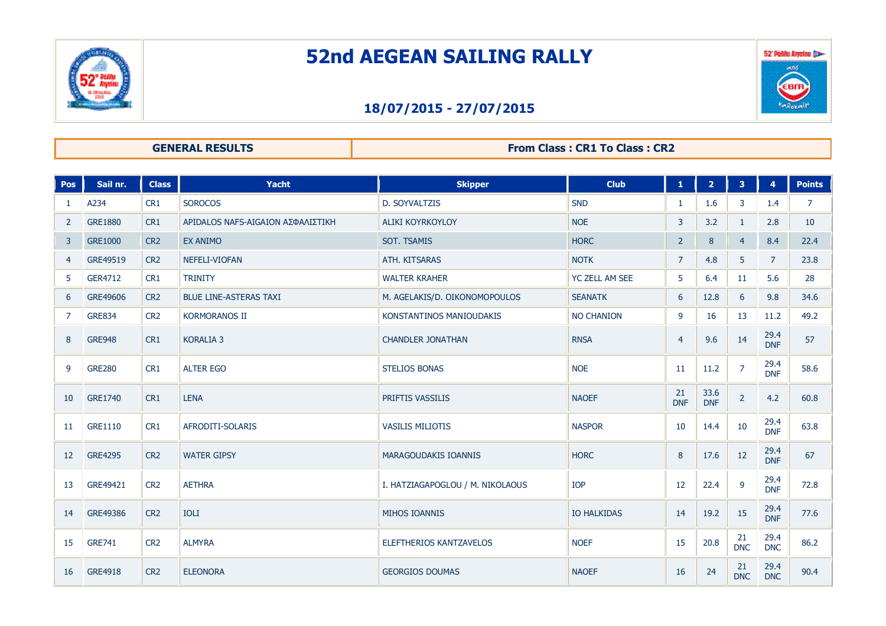# 52nd AEGEAN SAILING RALLY

## 18/07/2015 - 27/07/2015

| GENERAL RESULTS | From Class : CR1 To Class : CR2 |
|---|---|

| Pos | Sail nr. | Class | Yacht | Skipper | Club | 1 | 2 | 3 | 4 | Points |
|---|---|---|---|---|---|---|---|---|---|---|
| 1 | A234 | CR1 | SOROCOS | D. SOYVALTZIS | SND | 1 | 1.6 | 3 | 1.4 | 7 |
| 2 | GRE1880 | CR1 | APIDALOS NAFS-AIGAION ΑΣΦΑΛΙΣΤΙΚΗ | ALIKI KOYRKOYLOY | NOE | 3 | 3.2 | 1 | 2.8 | 10 |
| 3 | GRE1000 | CR2 | EX ANIMO | SOT. TSAMIS | HORC | 2 | 8 | 4 | 8.4 | 22.4 |
| 4 | GRE49519 | CR2 | NEFELI-VIOFAN | ATH. KITSARAS | NOTK | 7 | 4.8 | 5 | 7 | 23.8 |
| 5 | GER4712 | CR1 | TRINITY | WALTER KRAHER | YC ZELL AM SEE | 5 | 6.4 | 11 | 5.6 | 28 |
| 6 | GRE49606 | CR2 | BLUE LINE-ASTERAS TAXI | M. AGELAKIS/D. OIKONOMOPOULOS | SEANATK | 6 | 12.8 | 6 | 9.8 | 34.6 |
| 7 | GRE834 | CR2 | KORMORANOS II | KONSTANTINOS MANIOUDAKIS | NO CHANION | 9 | 16 | 13 | 11.2 | 49.2 |
| 8 | GRE948 | CR1 | KORALIA 3 | CHANDLER JONATHAN | RNSA | 4 | 9.6 | 14 | 29.4 DNF | 57 |
| 9 | GRE280 | CR1 | ALTER EGO | STELIOS BONAS | NOE | 11 | 11.2 | 7 | 29.4 DNF | 58.6 |
| 10 | GRE1740 | CR1 | LENA | PRIFTIS VASSILIS | NAOEF | 21 DNF | 33.6 DNF | 2 | 4.2 | 60.8 |
| 11 | GRE1110 | CR1 | AFRODITI-SOLARIS | VASILIS MILIOTIS | NASPOR | 10 | 14.4 | 10 | 29.4 DNF | 63.8 |
| 12 | GRE4295 | CR2 | WATER GIPSY | MARAGOUDAKIS IOANNIS | HORC | 8 | 17.6 | 12 | 29.4 DNF | 67 |
| 13 | GRE49421 | CR2 | AETHRA | I. HATZIAGAPOGLOU / M. NIKOLAOUS | IOP | 12 | 22.4 | 9 | 29.4 DNF | 72.8 |
| 14 | GRE49386 | CR2 | IOLI | MIHOS IOANNIS | IO HALKIDAS | 14 | 19.2 | 15 | 29.4 DNF | 77.6 |
| 15 | GRE741 | CR2 | ALMYRA | ELEFTHERIOS KANTZAVELOS | NOEF | 15 | 20.8 | 21 DNC | 29.4 DNC | 86.2 |
| 16 | GRE4918 | CR2 | ELEONORA | GEORGIOS DOUMAS | NAOEF | 16 | 24 | 21 DNC | 29.4 DNC | 90.4 |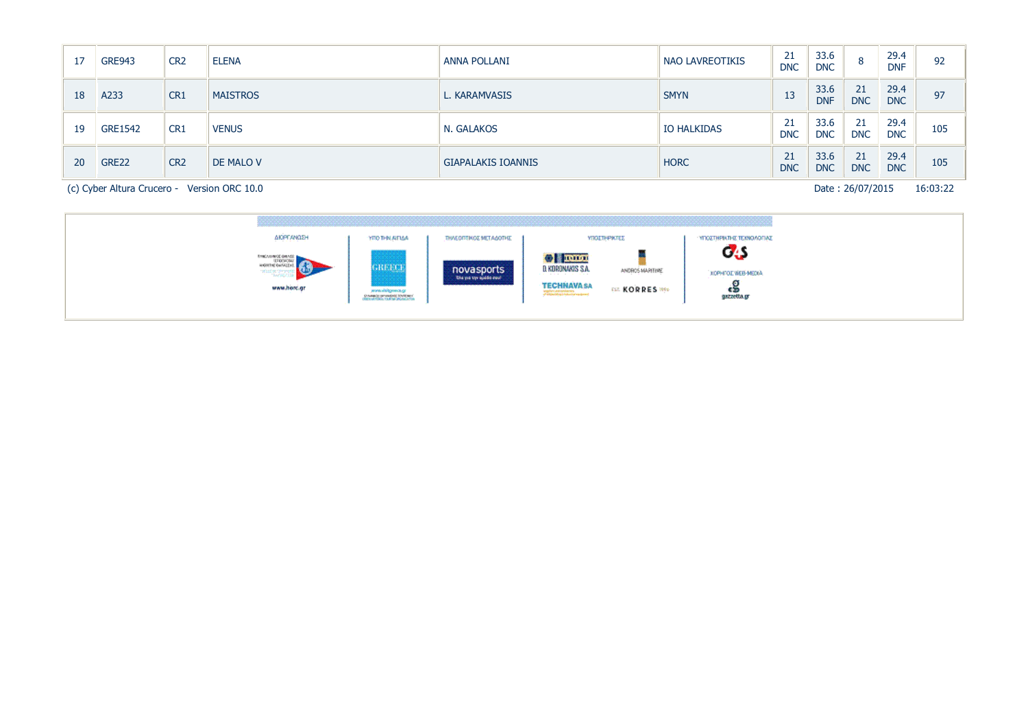| | | | | | | | | | | |
|---|---|---|---|---|---|---|---|---|---|---|
| 17 | GRE943 | CR2 | ELENA | ANNA POLLANI | NAO LAVREOTIKIS | 21 DNC | 33.6 DNC | 8 | 29.4 DNF | 92 |
| 18 | A233 | CR1 | MAISTROS | L. KARAMVASIS | SMYN | 13 | 33.6 DNF | 21 DNC | 29.4 DNC | 97 |
| 19 | GRE1542 | CR1 | VENUS | N. GALAKOS | IO HALKIDAS | 21 DNC | 33.6 DNC | 21 DNC | 29.4 DNC | 105 |
| 20 | GRE22 | CR2 | DE MALO V | GIAPALAKIS IOANNIS | HORC | 21 DNC | 33.6 DNC | 21 DNC | 29.4 DNC | 105 |

(c) Cyber Altura Crucero - Version ORC 10.0

Date : 26/07/2015 16:03:22